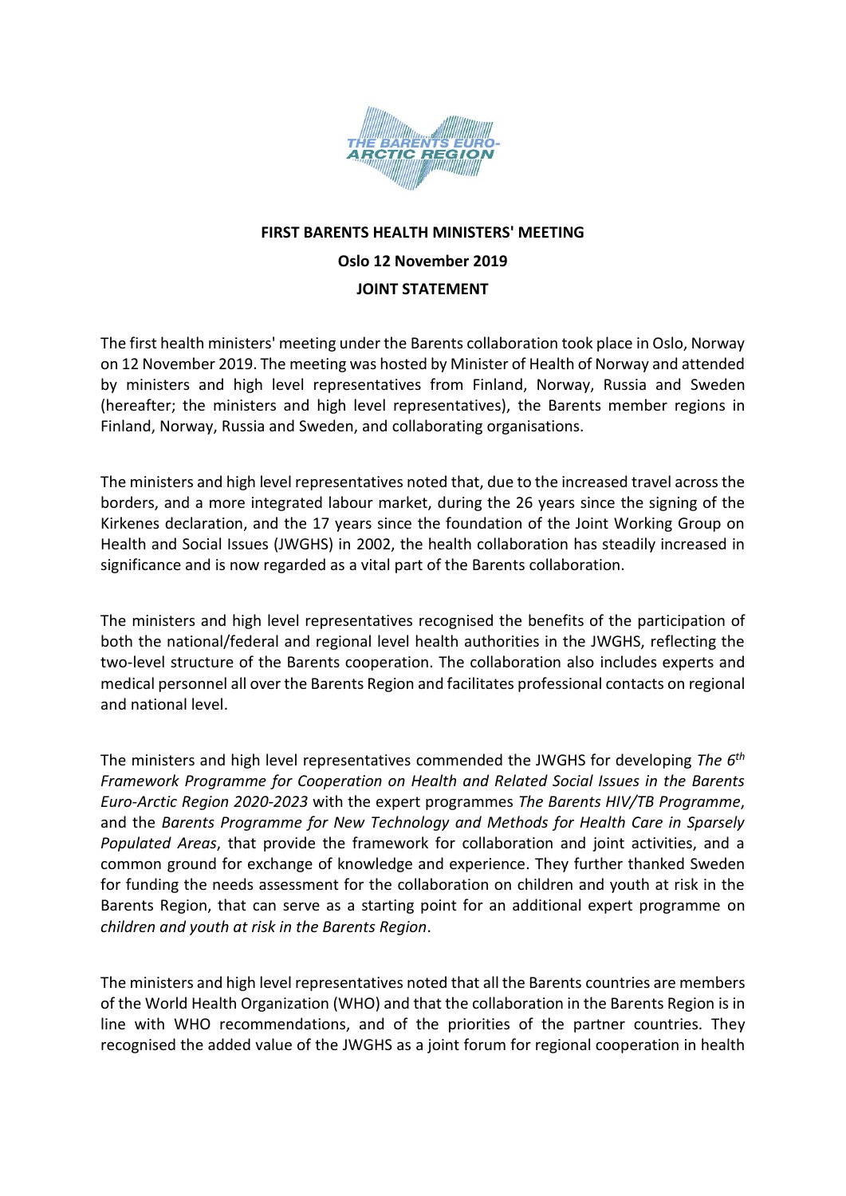# FIRST BARENTS HEALTH MINISTERS' MEETING

## Oslo 12 November 2019

## JOINT STATEMENT

The first health ministers' meeting under the Barents collaboration took place in Oslo, Norway on 12 November 2019. The meeting was hosted by Minister of Health of Norway and attended by ministers and high level representatives from Finland, Norway, Russia and Sweden (hereafter; the ministers and high level representatives), the Barents member regions in Finland, Norway, Russia and Sweden, and collaborating organisations.

The ministers and high level representatives noted that, due to the increased travel across the borders, and a more integrated labour market, during the 26 years since the signing of the Kirkenes declaration, and the 17 years since the foundation of the Joint Working Group on Health and Social Issues (JWGHS) in 2002, the health collaboration has steadily increased in significance and is now regarded as a vital part of the Barents collaboration.

The ministers and high level representatives recognised the benefits of the participation of both the national/federal and regional level health authorities in the JWGHS, reflecting the two-level structure of the Barents cooperation. The collaboration also includes experts and medical personnel all over the Barents Region and facilitates professional contacts on regional and national level.

The ministers and high level representatives commended the JWGHS for developing *The 6th Framework Programme for Cooperation on Health and Related Social Issues in the Barents Euro-Arctic Region 2020-2023* with the expert programmes *The Barents HIV/TB Programme*, and the *Barents Programme for New Technology and Methods for Health Care in Sparsely Populated Areas*, that provide the framework for collaboration and joint activities, and a common ground for exchange of knowledge and experience. They further thanked Sweden for funding the needs assessment for the collaboration on children and youth at risk in the Barents Region, that can serve as a starting point for an additional expert programme on *children and youth at risk in the Barents Region*.

The ministers and high level representatives noted that all the Barents countries are members of the World Health Organization (WHO) and that the collaboration in the Barents Region is in line with WHO recommendations, and of the priorities of the partner countries. They recognised the added value of the JWGHS as a joint forum for regional cooperation in health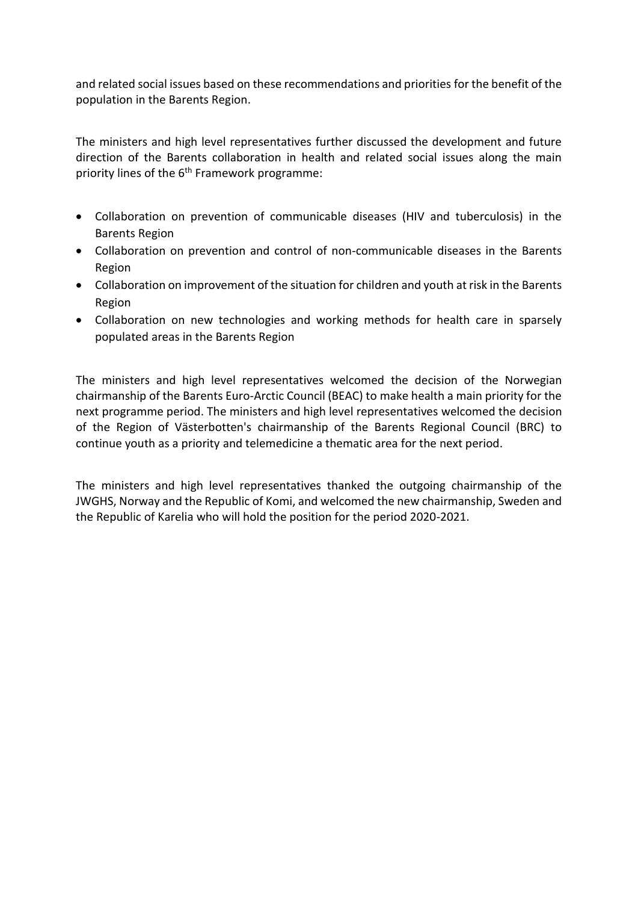and related social issues based on these recommendations and priorities for the benefit of the population in the Barents Region.

The ministers and high level representatives further discussed the development and future direction of the Barents collaboration in health and related social issues along the main priority lines of the 6th Framework programme:

- Collaboration on prevention of communicable diseases (HIV and tuberculosis) in the Barents Region
- Collaboration on prevention and control of non-communicable diseases in the Barents Region
- Collaboration on improvement of the situation for children and youth at risk in the Barents Region
- Collaboration on new technologies and working methods for health care in sparsely populated areas in the Barents Region

The ministers and high level representatives welcomed the decision of the Norwegian chairmanship of the Barents Euro-Arctic Council (BEAC) to make health a main priority for the next programme period. The ministers and high level representatives welcomed the decision of the Region of Västerbotten's chairmanship of the Barents Regional Council (BRC) to continue youth as a priority and telemedicine a thematic area for the next period.

The ministers and high level representatives thanked the outgoing chairmanship of the JWGHS, Norway and the Republic of Komi, and welcomed the new chairmanship, Sweden and the Republic of Karelia who will hold the position for the period 2020-2021.